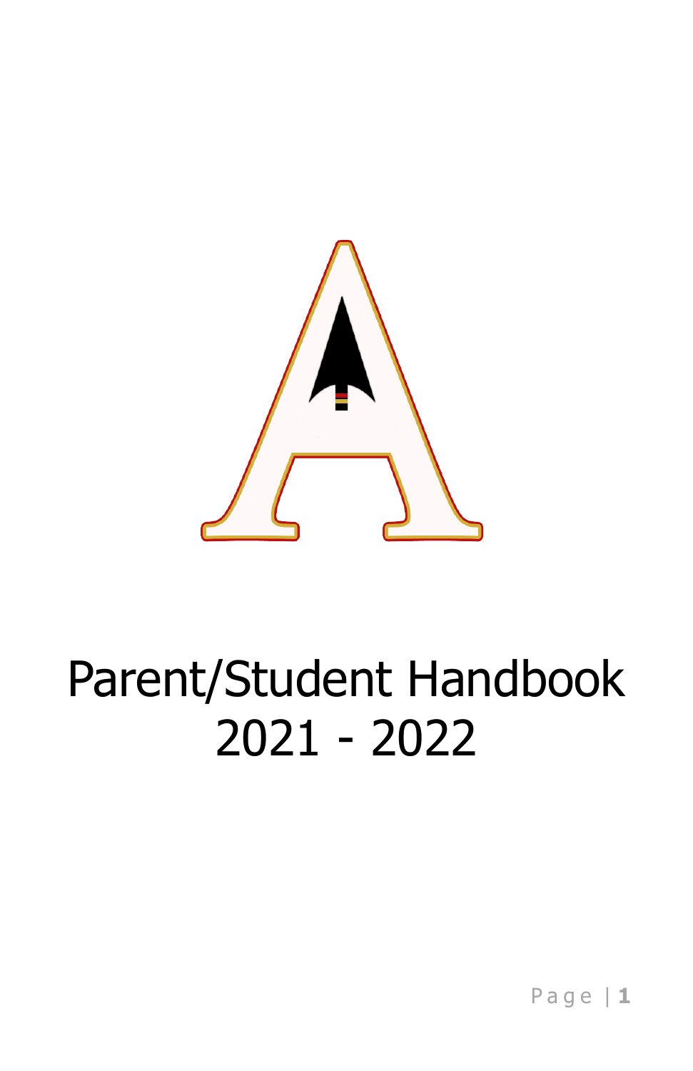# Parent/Student Handbook
# 2021 - 2022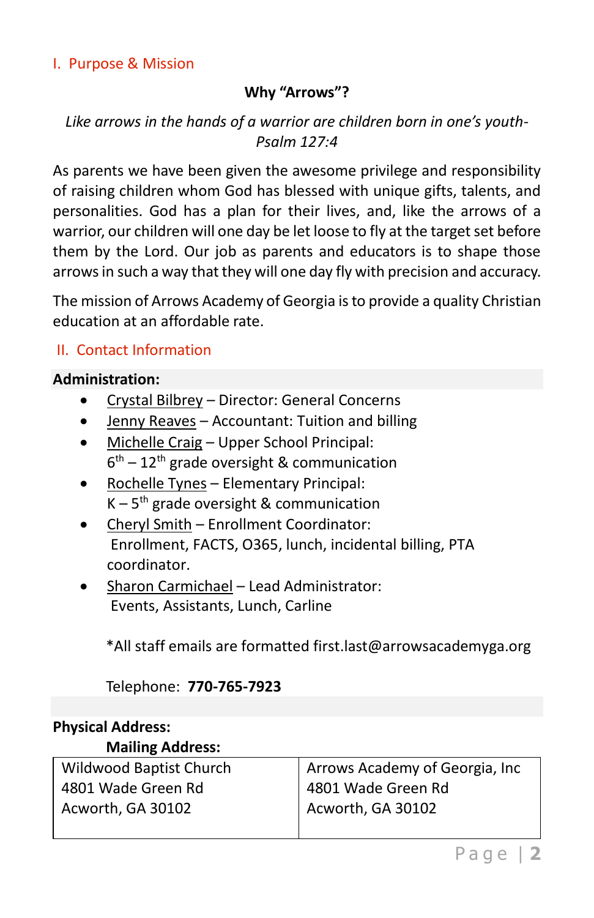## I. Purpose & Mission

**Why "Arrows"?**

*Like arrows in the hands of a warrior are children born in one's youth- Psalm 127:4*

As parents we have been given the awesome privilege and responsibility of raising children whom God has blessed with unique gifts, talents, and personalities. God has a plan for their lives, and, like the arrows of a warrior, our children will one day be let loose to fly at the target set before them by the Lord. Our job as parents and educators is to shape those arrows in such a way that they will one day fly with precision and accuracy.

The mission of Arrows Academy of Georgia is to provide a quality Christian education at an affordable rate.

## II. Contact Information

**Administration:**

- Crystal Bilbrey – Director: General Concerns
- Jenny Reaves – Accountant: Tuition and billing
- Michelle Craig – Upper School Principal: 6th – 12th grade oversight & communication
- Rochelle Tynes – Elementary Principal: K – 5th grade oversight & communication
- Cheryl Smith – Enrollment Coordinator: Enrollment, FACTS, O365, lunch, incidental billing, PTA coordinator.
- Sharon Carmichael – Lead Administrator: Events, Assistants, Lunch, Carline

*All staff emails are formatted first.last@arrowsacademyga.org

Telephone: **770-765-7923**

| **Physical Address:** | **Mailing Address:** |
|---|---|
| Wildwood Baptist Church<br>4801 Wade Green Rd<br>Acworth, GA 30102 | Arrows Academy of Georgia, Inc<br>4801 Wade Green Rd<br>Acworth, GA 30102 |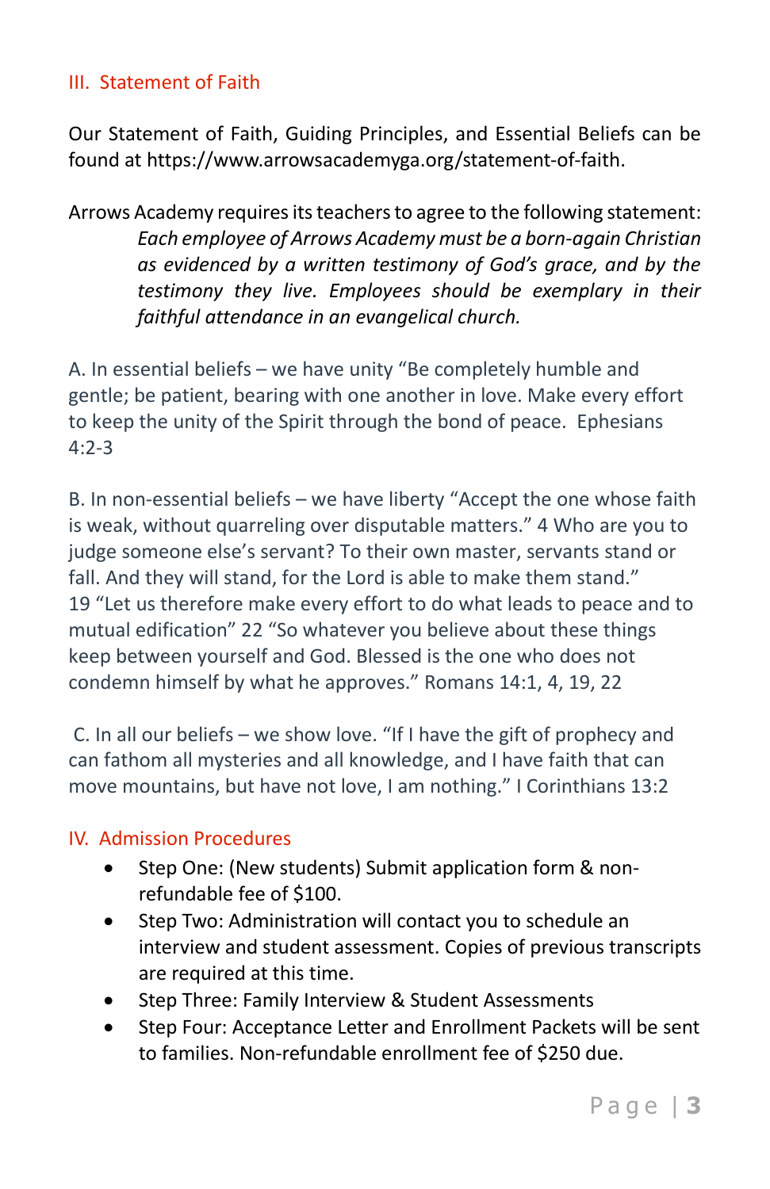## III. Statement of Faith

Our Statement of Faith, Guiding Principles, and Essential Beliefs can be found at https://www.arrowsacademyga.org/statement-of-faith.

Arrows Academy requires its teachers to agree to the following statement:

> *Each employee of Arrows Academy must be a born-again Christian as evidenced by a written testimony of God's grace, and by the testimony they live. Employees should be exemplary in their faithful attendance in an evangelical church.*

A. In essential beliefs – we have unity "Be completely humble and gentle; be patient, bearing with one another in love. Make every effort to keep the unity of the Spirit through the bond of peace. Ephesians 4:2-3

B. In non-essential beliefs – we have liberty "Accept the one whose faith is weak, without quarreling over disputable matters." 4 Who are you to judge someone else's servant? To their own master, servants stand or fall. And they will stand, for the Lord is able to make them stand." 19 "Let us therefore make every effort to do what leads to peace and to mutual edification" 22 "So whatever you believe about these things keep between yourself and God. Blessed is the one who does not condemn himself by what he approves." Romans 14:1, 4, 19, 22

C. In all our beliefs – we show love. "If I have the gift of prophecy and can fathom all mysteries and all knowledge, and I have faith that can move mountains, but have not love, I am nothing." I Corinthians 13:2

## IV. Admission Procedures

- Step One: (New students) Submit application form & non-refundable fee of $100.
- Step Two: Administration will contact you to schedule an interview and student assessment. Copies of previous transcripts are required at this time.
- Step Three: Family Interview & Student Assessments
- Step Four: Acceptance Letter and Enrollment Packets will be sent to families. Non-refundable enrollment fee of $250 due.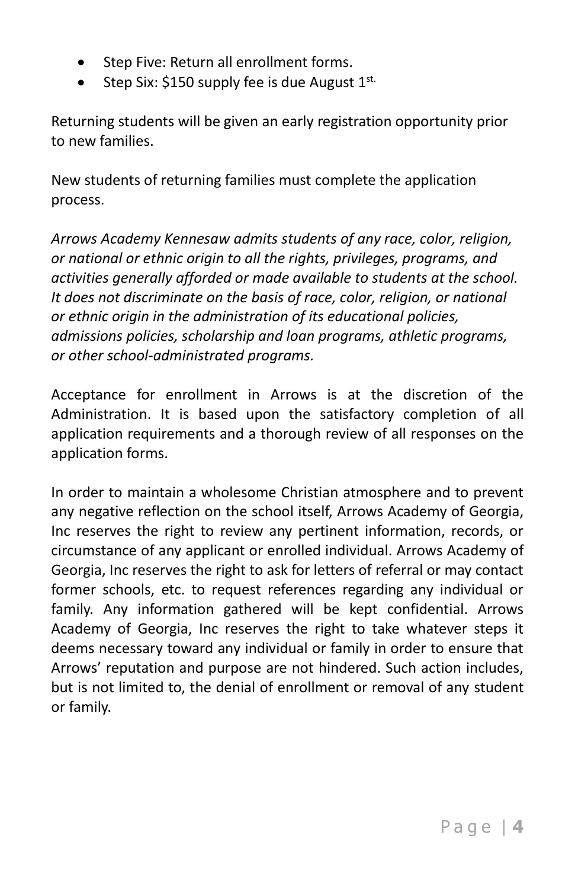- Step Five: Return all enrollment forms.
- Step Six: $150 supply fee is due August 1st.

Returning students will be given an early registration opportunity prior to new families.

New students of returning families must complete the application process.

*Arrows Academy Kennesaw admits students of any race, color, religion, or national or ethnic origin to all the rights, privileges, programs, and activities generally afforded or made available to students at the school. It does not discriminate on the basis of race, color, religion, or national or ethnic origin in the administration of its educational policies, admissions policies, scholarship and loan programs, athletic programs, or other school-administrated programs.*

Acceptance for enrollment in Arrows is at the discretion of the Administration. It is based upon the satisfactory completion of all application requirements and a thorough review of all responses on the application forms.

In order to maintain a wholesome Christian atmosphere and to prevent any negative reflection on the school itself, Arrows Academy of Georgia, Inc reserves the right to review any pertinent information, records, or circumstance of any applicant or enrolled individual. Arrows Academy of Georgia, Inc reserves the right to ask for letters of referral or may contact former schools, etc. to request references regarding any individual or family. Any information gathered will be kept confidential. Arrows Academy of Georgia, Inc reserves the right to take whatever steps it deems necessary toward any individual or family in order to ensure that Arrows' reputation and purpose are not hindered. Such action includes, but is not limited to, the denial of enrollment or removal of any student or family.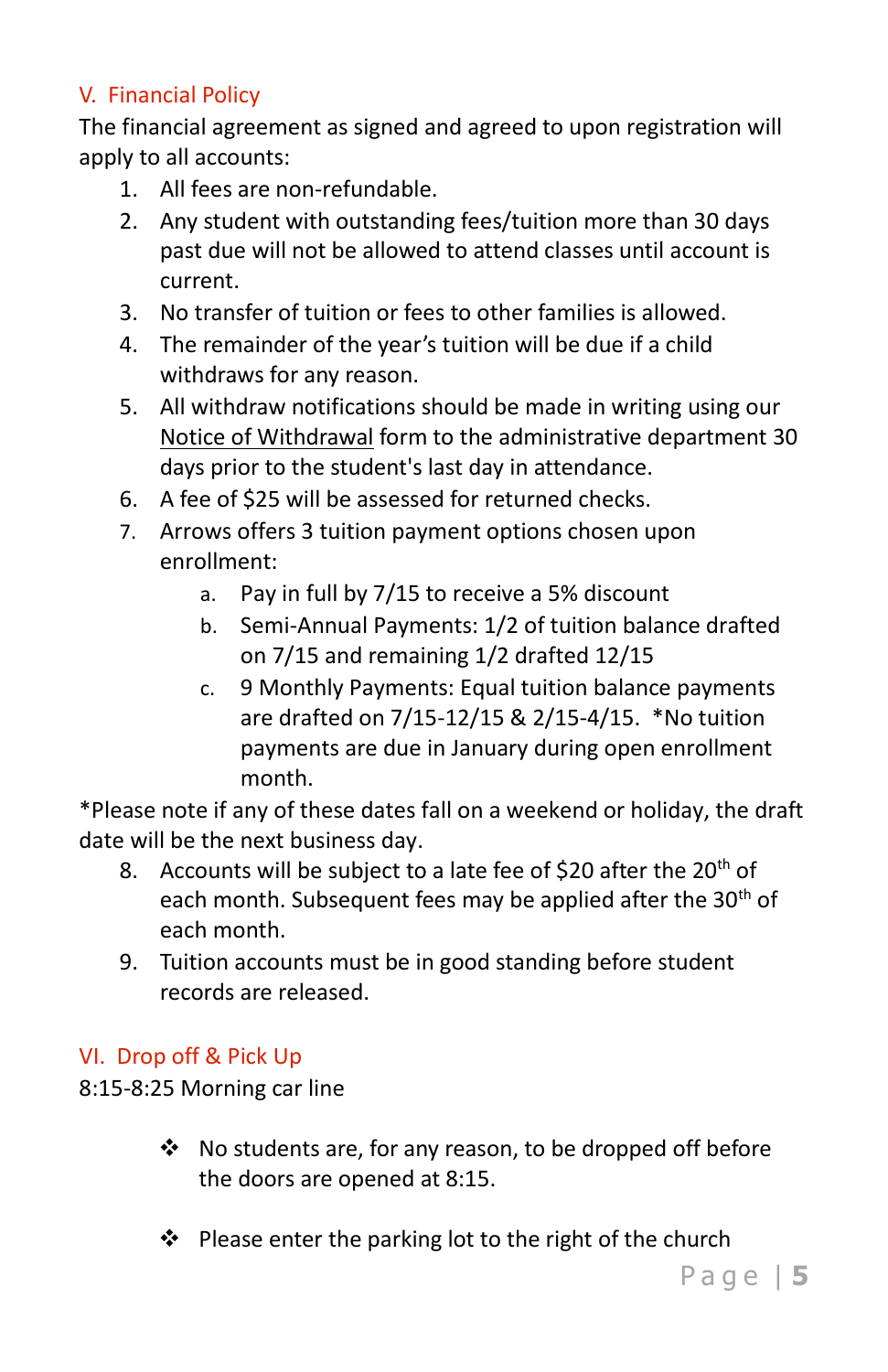## V. Financial Policy

The financial agreement as signed and agreed to upon registration will apply to all accounts:

1. All fees are non-refundable.
2. Any student with outstanding fees/tuition more than 30 days past due will not be allowed to attend classes until account is current.
3. No transfer of tuition or fees to other families is allowed.
4. The remainder of the year's tuition will be due if a child withdraws for any reason.
5. All withdraw notifications should be made in writing using our Notice of Withdrawal form to the administrative department 30 days prior to the student's last day in attendance.
6. A fee of $25 will be assessed for returned checks.
7. Arrows offers 3 tuition payment options chosen upon enrollment:
   a. Pay in full by 7/15 to receive a 5% discount
   b. Semi-Annual Payments: 1/2 of tuition balance drafted on 7/15 and remaining 1/2 drafted 12/15
   c. 9 Monthly Payments: Equal tuition balance payments are drafted on 7/15-12/15 & 2/15-4/15. *No tuition payments are due in January during open enrollment month.

*Please note if any of these dates fall on a weekend or holiday, the draft date will be the next business day.

8. Accounts will be subject to a late fee of $20 after the 20th of each month. Subsequent fees may be applied after the 30th of each month.
9. Tuition accounts must be in good standing before student records are released.

## VI. Drop off & Pick Up

8:15-8:25 Morning car line

- No students are, for any reason, to be dropped off before the doors are opened at 8:15.
- Please enter the parking lot to the right of the church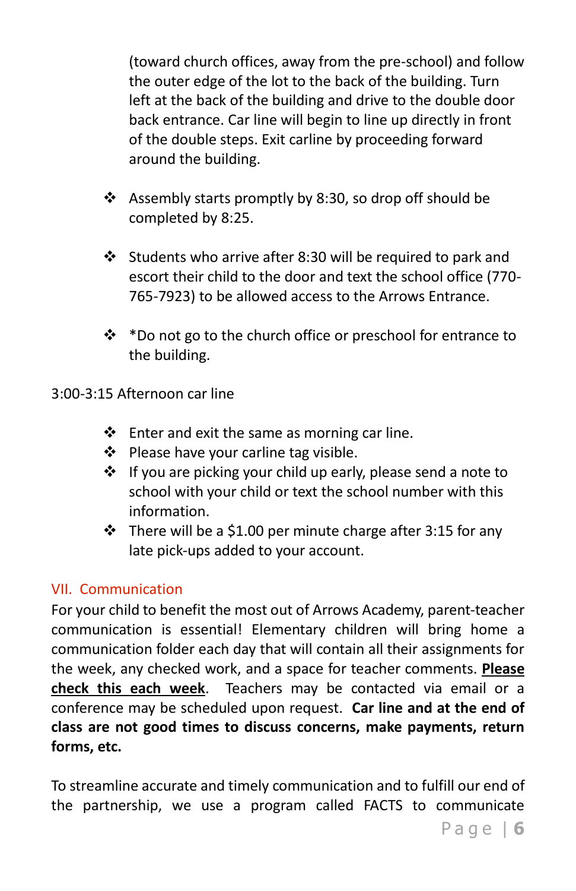(toward church offices, away from the pre-school) and follow the outer edge of the lot to the back of the building. Turn left at the back of the building and drive to the double door back entrance. Car line will begin to line up directly in front of the double steps. Exit carline by proceeding forward around the building.

- Assembly starts promptly by 8:30, so drop off should be completed by 8:25.
- Students who arrive after 8:30 will be required to park and escort their child to the door and text the school office (770-765-7923) to be allowed access to the Arrows Entrance.
- *Do not go to the church office or preschool for entrance to the building.

3:00-3:15 Afternoon car line

- Enter and exit the same as morning car line.
- Please have your carline tag visible.
- If you are picking your child up early, please send a note to school with your child or text the school number with this information.
- There will be a $1.00 per minute charge after 3:15 for any late pick-ups added to your account.

## VII. Communication

For your child to benefit the most out of Arrows Academy, parent-teacher communication is essential! Elementary children will bring home a communication folder each day that will contain all their assignments for the week, any checked work, and a space for teacher comments. **<u>Please check this each week</u>**. Teachers may be contacted via email or a conference may be scheduled upon request. **Car line and at the end of class are not good times to discuss concerns, make payments, return forms, etc.**

To streamline accurate and timely communication and to fulfill our end of the partnership, we use a program called FACTS to communicate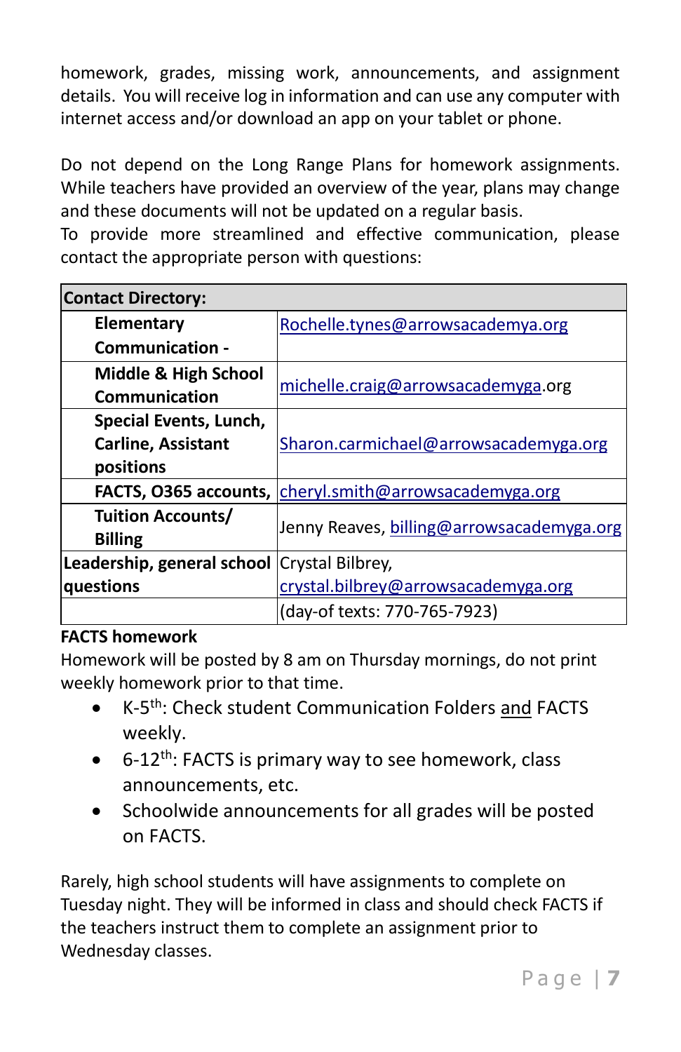homework, grades, missing work, announcements, and assignment details. You will receive log in information and can use any computer with internet access and/or download an app on your tablet or phone.

Do not depend on the Long Range Plans for homework assignments. While teachers have provided an overview of the year, plans may change and these documents will not be updated on a regular basis.
To provide more streamlined and effective communication, please contact the appropriate person with questions:

| **Contact Directory:** | |
|---|---|
| **Elementary Communication -** | Rochelle.tynes@arrowsacademya.org |
| **Middle & High School Communication** | michelle.craig@arrowsacademyga.org |
| **Special Events, Lunch, Carline, Assistant positions** | Sharon.carmichael@arrowsacademyga.org |
| **FACTS, O365 accounts,** | cheryl.smith@arrowsacademyga.org |
| **Tuition Accounts/ Billing** | Jenny Reaves, billing@arrowsacademyga.org |
| **Leadership, general school questions** | Crystal Bilbrey, crystal.bilbrey@arrowsacademyga.org |
| | (day-of texts: 770-765-7923) |

**FACTS homework**

Homework will be posted by 8 am on Thursday mornings, do not print weekly homework prior to that time.

- K-5th: Check student Communication Folders and FACTS weekly.
- 6-12th: FACTS is primary way to see homework, class announcements, etc.
- Schoolwide announcements for all grades will be posted on FACTS.

Rarely, high school students will have assignments to complete on Tuesday night. They will be informed in class and should check FACTS if the teachers instruct them to complete an assignment prior to Wednesday classes.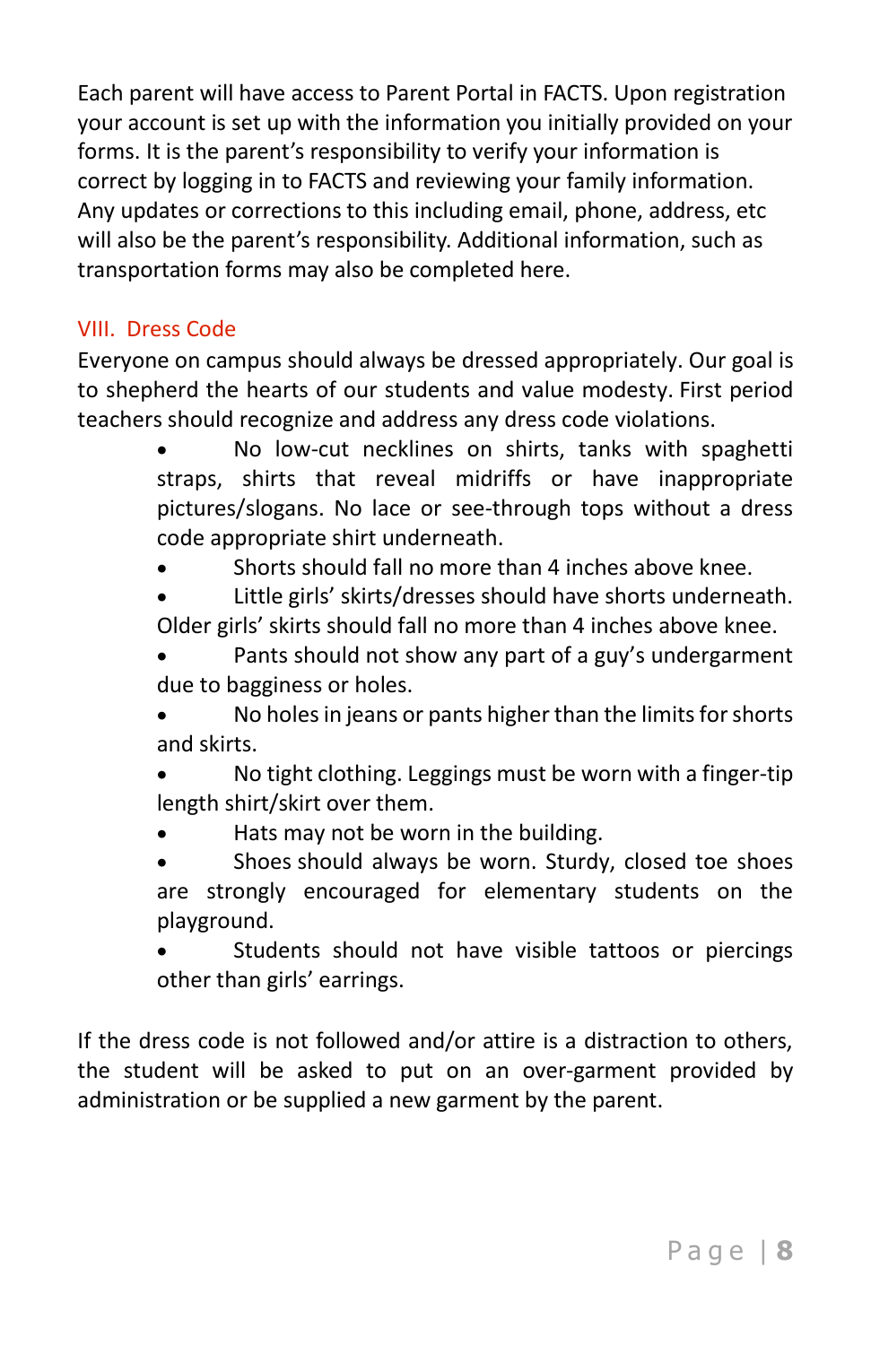Each parent will have access to Parent Portal in FACTS. Upon registration your account is set up with the information you initially provided on your forms. It is the parent's responsibility to verify your information is correct by logging in to FACTS and reviewing your family information. Any updates or corrections to this including email, phone, address, etc will also be the parent's responsibility. Additional information, such as transportation forms may also be completed here.

## VIII. Dress Code

Everyone on campus should always be dressed appropriately. Our goal is to shepherd the hearts of our students and value modesty. First period teachers should recognize and address any dress code violations.

- No low-cut necklines on shirts, tanks with spaghetti straps, shirts that reveal midriffs or have inappropriate pictures/slogans. No lace or see-through tops without a dress code appropriate shirt underneath.
- Shorts should fall no more than 4 inches above knee.
- Little girls' skirts/dresses should have shorts underneath. Older girls' skirts should fall no more than 4 inches above knee.
- Pants should not show any part of a guy's undergarment due to bagginess or holes.
- No holes in jeans or pants higher than the limits for shorts and skirts.
- No tight clothing. Leggings must be worn with a finger-tip length shirt/skirt over them.
- Hats may not be worn in the building.
- Shoes should always be worn. Sturdy, closed toe shoes are strongly encouraged for elementary students on the playground.
- Students should not have visible tattoos or piercings other than girls' earrings.

If the dress code is not followed and/or attire is a distraction to others, the student will be asked to put on an over-garment provided by administration or be supplied a new garment by the parent.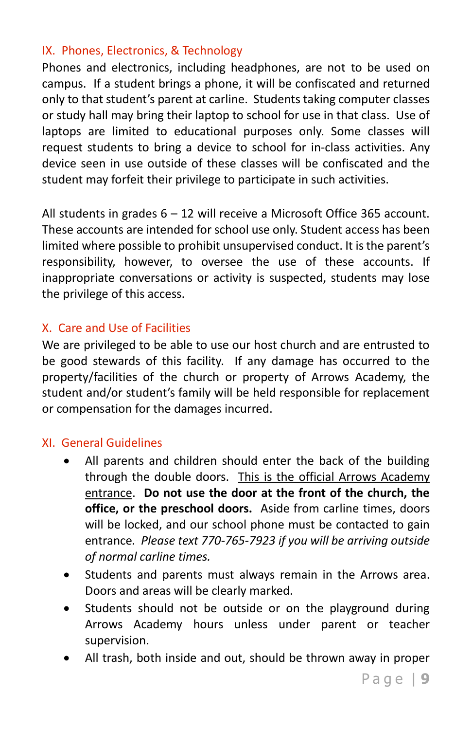## IX. Phones, Electronics, & Technology

Phones and electronics, including headphones, are not to be used on campus. If a student brings a phone, it will be confiscated and returned only to that student's parent at carline. Students taking computer classes or study hall may bring their laptop to school for use in that class. Use of laptops are limited to educational purposes only. Some classes will request students to bring a device to school for in-class activities. Any device seen in use outside of these classes will be confiscated and the student may forfeit their privilege to participate in such activities.

All students in grades 6 – 12 will receive a Microsoft Office 365 account. These accounts are intended for school use only. Student access has been limited where possible to prohibit unsupervised conduct. It is the parent's responsibility, however, to oversee the use of these accounts. If inappropriate conversations or activity is suspected, students may lose the privilege of this access.

## X. Care and Use of Facilities

We are privileged to be able to use our host church and are entrusted to be good stewards of this facility. If any damage has occurred to the property/facilities of the church or property of Arrows Academy, the student and/or student's family will be held responsible for replacement or compensation for the damages incurred.

## XI. General Guidelines

- All parents and children should enter the back of the building through the double doors. <u>This is the official Arrows Academy entrance</u>. **Do not use the door at the front of the church, the office, or the preschool doors.** Aside from carline times, doors will be locked, and our school phone must be contacted to gain entrance. *Please text 770-765-7923 if you will be arriving outside of normal carline times.*
- Students and parents must always remain in the Arrows area. Doors and areas will be clearly marked.
- Students should not be outside or on the playground during Arrows Academy hours unless under parent or teacher supervision.
- All trash, both inside and out, should be thrown away in proper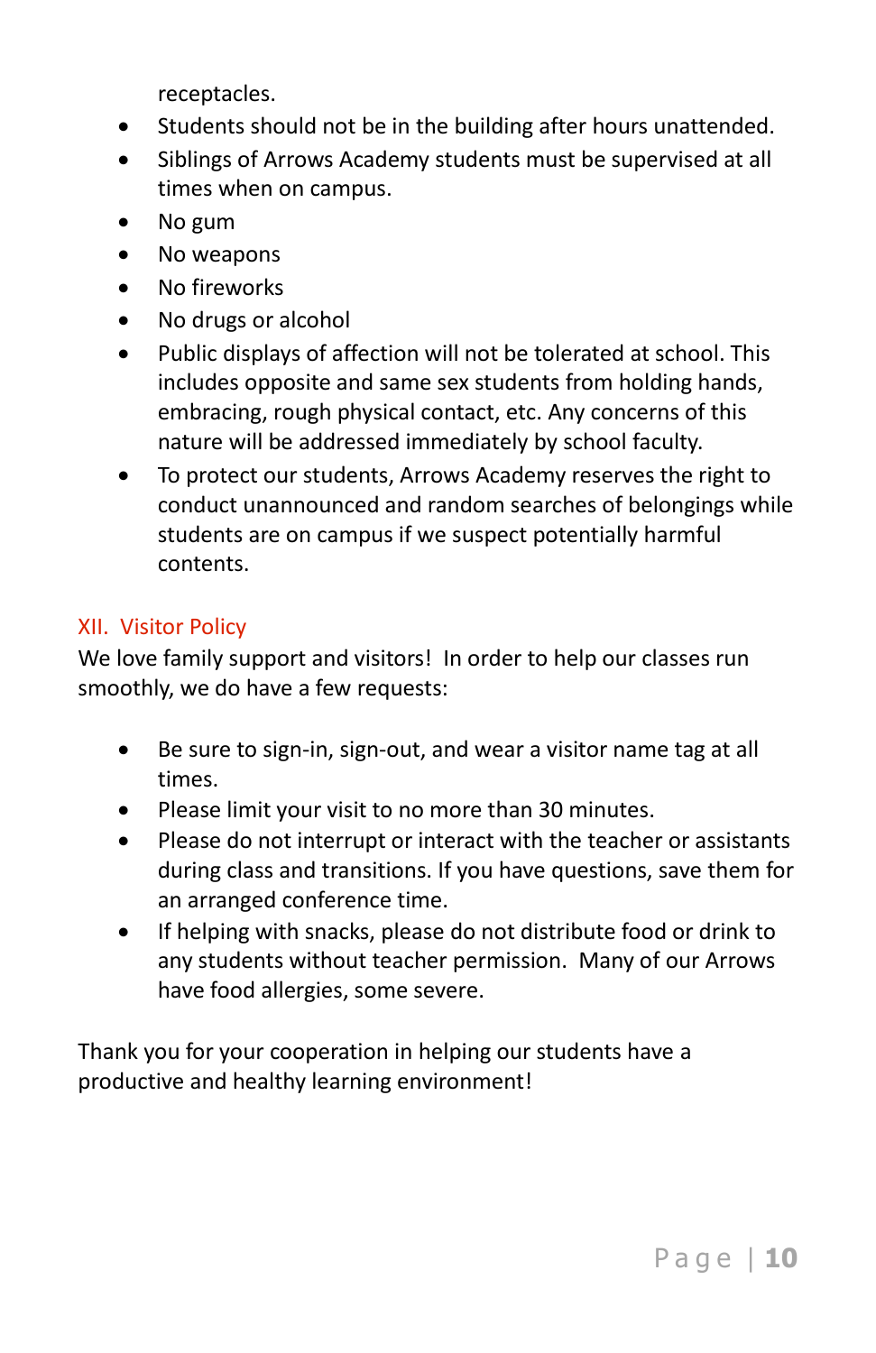receptacles.

- Students should not be in the building after hours unattended.
- Siblings of Arrows Academy students must be supervised at all times when on campus.
- No gum
- No weapons
- No fireworks
- No drugs or alcohol
- Public displays of affection will not be tolerated at school. This includes opposite and same sex students from holding hands, embracing, rough physical contact, etc. Any concerns of this nature will be addressed immediately by school faculty.
- To protect our students, Arrows Academy reserves the right to conduct unannounced and random searches of belongings while students are on campus if we suspect potentially harmful contents.

## XII. Visitor Policy

We love family support and visitors! In order to help our classes run smoothly, we do have a few requests:

- Be sure to sign-in, sign-out, and wear a visitor name tag at all times.
- Please limit your visit to no more than 30 minutes.
- Please do not interrupt or interact with the teacher or assistants during class and transitions. If you have questions, save them for an arranged conference time.
- If helping with snacks, please do not distribute food or drink to any students without teacher permission. Many of our Arrows have food allergies, some severe.

Thank you for your cooperation in helping our students have a productive and healthy learning environment!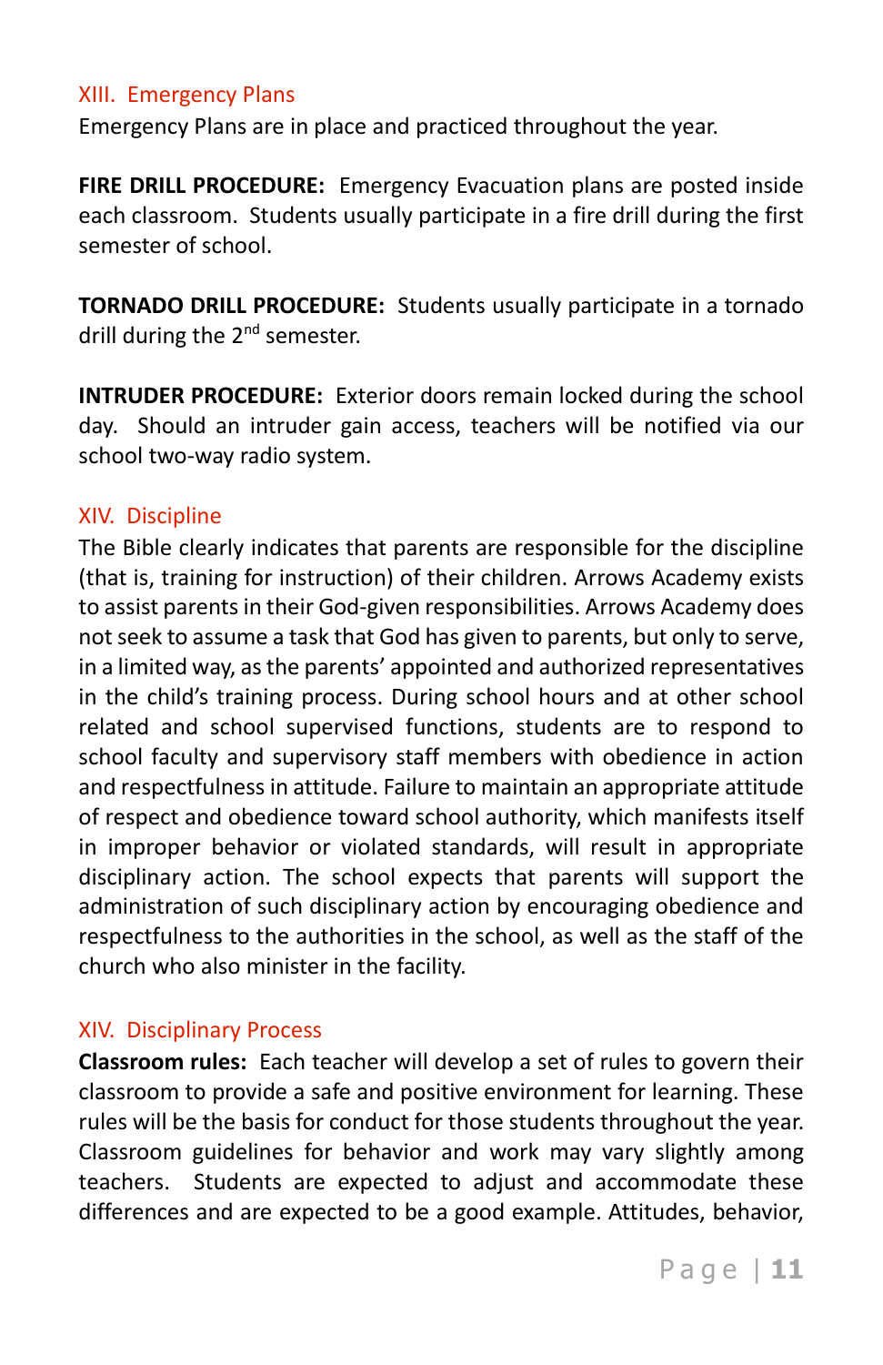## XIII. Emergency Plans

Emergency Plans are in place and practiced throughout the year.

**FIRE DRILL PROCEDURE:** Emergency Evacuation plans are posted inside each classroom. Students usually participate in a fire drill during the first semester of school.

**TORNADO DRILL PROCEDURE:** Students usually participate in a tornado drill during the 2nd semester.

**INTRUDER PROCEDURE:** Exterior doors remain locked during the school day. Should an intruder gain access, teachers will be notified via our school two-way radio system.

## XIV. Discipline

The Bible clearly indicates that parents are responsible for the discipline (that is, training for instruction) of their children. Arrows Academy exists to assist parents in their God-given responsibilities. Arrows Academy does not seek to assume a task that God has given to parents, but only to serve, in a limited way, as the parents' appointed and authorized representatives in the child's training process. During school hours and at other school related and school supervised functions, students are to respond to school faculty and supervisory staff members with obedience in action and respectfulness in attitude. Failure to maintain an appropriate attitude of respect and obedience toward school authority, which manifests itself in improper behavior or violated standards, will result in appropriate disciplinary action. The school expects that parents will support the administration of such disciplinary action by encouraging obedience and respectfulness to the authorities in the school, as well as the staff of the church who also minister in the facility.

## XIV. Disciplinary Process

**Classroom rules:** Each teacher will develop a set of rules to govern their classroom to provide a safe and positive environment for learning. These rules will be the basis for conduct for those students throughout the year. Classroom guidelines for behavior and work may vary slightly among teachers. Students are expected to adjust and accommodate these differences and are expected to be a good example. Attitudes, behavior,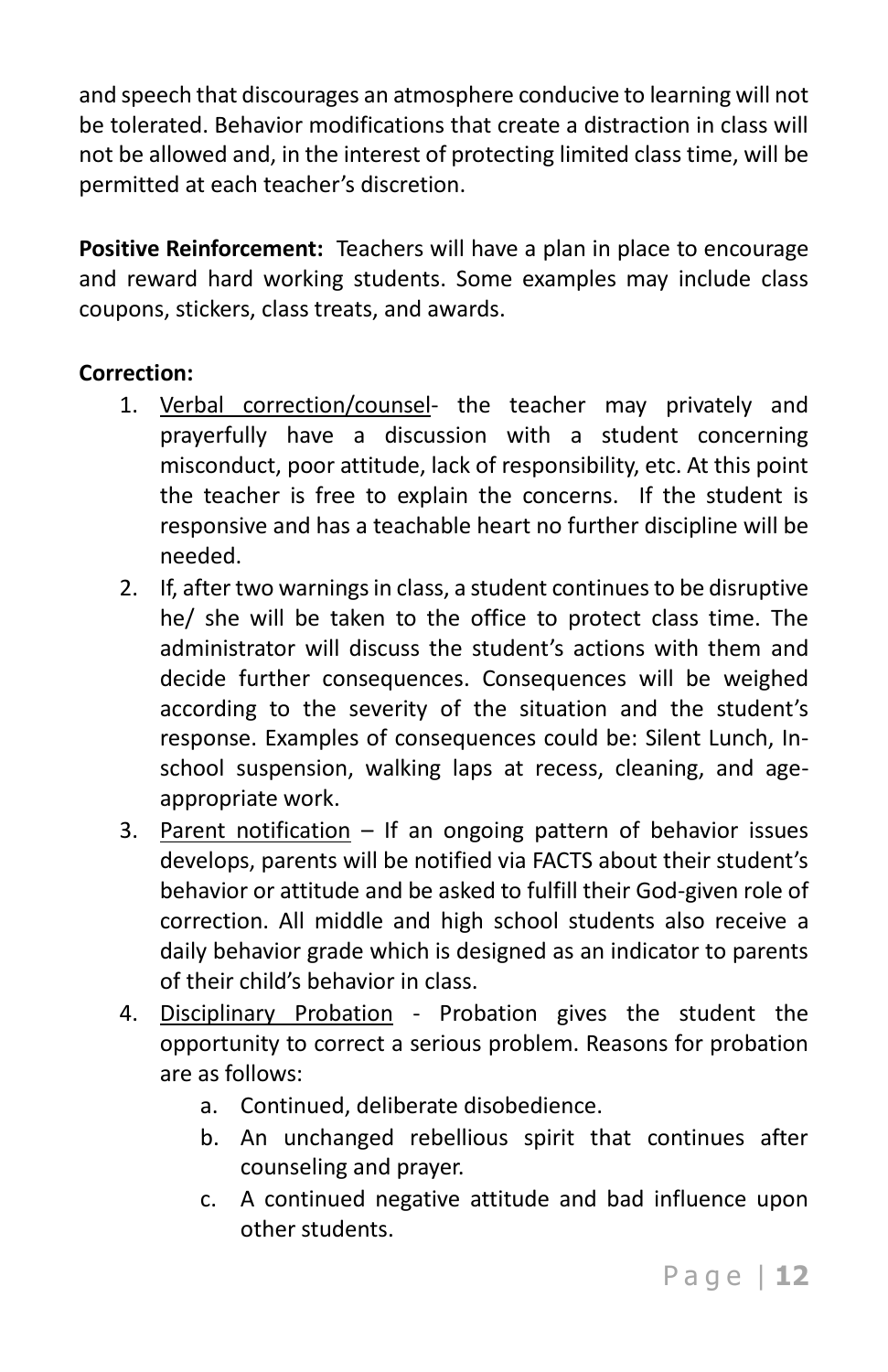and speech that discourages an atmosphere conducive to learning will not be tolerated. Behavior modifications that create a distraction in class will not be allowed and, in the interest of protecting limited class time, will be permitted at each teacher's discretion.

**Positive Reinforcement:** Teachers will have a plan in place to encourage and reward hard working students. Some examples may include class coupons, stickers, class treats, and awards.

**Correction:**

1. <u>Verbal correction/counsel</u>- the teacher may privately and prayerfully have a discussion with a student concerning misconduct, poor attitude, lack of responsibility, etc. At this point the teacher is free to explain the concerns. If the student is responsive and has a teachable heart no further discipline will be needed.
2. If, after two warnings in class, a student continues to be disruptive he/ she will be taken to the office to protect class time. The administrator will discuss the student's actions with them and decide further consequences. Consequences will be weighed according to the severity of the situation and the student's response. Examples of consequences could be: Silent Lunch, In-school suspension, walking laps at recess, cleaning, and age-appropriate work.
3. <u>Parent notification</u> – If an ongoing pattern of behavior issues develops, parents will be notified via FACTS about their student's behavior or attitude and be asked to fulfill their God-given role of correction. All middle and high school students also receive a daily behavior grade which is designed as an indicator to parents of their child's behavior in class.
4. <u>Disciplinary Probation</u> - Probation gives the student the opportunity to correct a serious problem. Reasons for probation are as follows:
   a. Continued, deliberate disobedience.
   b. An unchanged rebellious spirit that continues after counseling and prayer.
   c. A continued negative attitude and bad influence upon other students.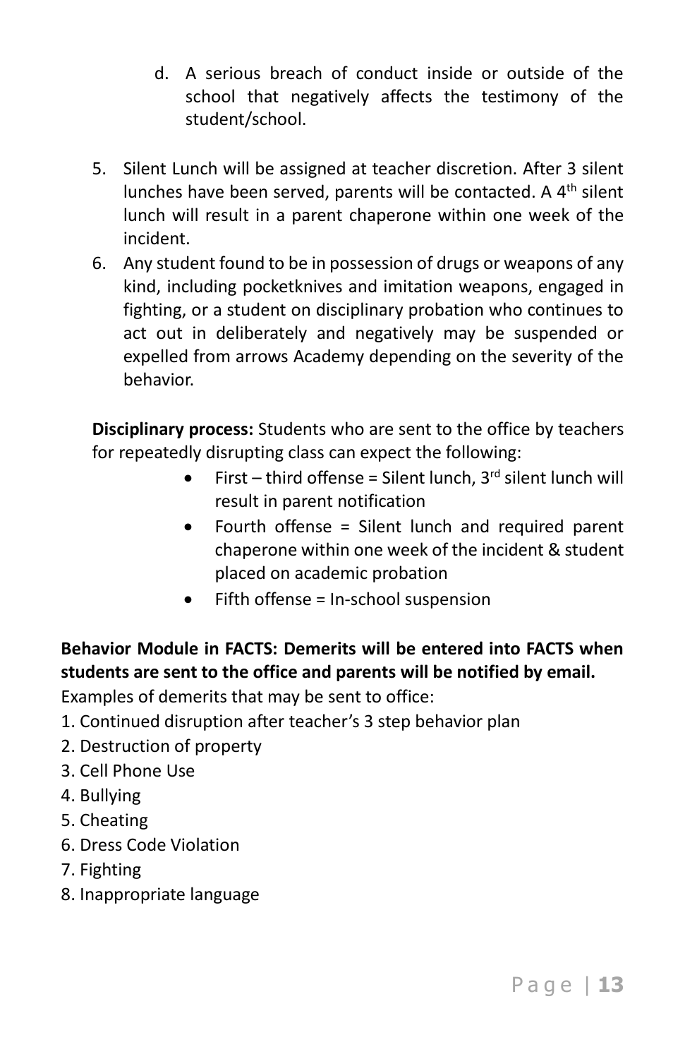d. A serious breach of conduct inside or outside of the school that negatively affects the testimony of the student/school.

5. Silent Lunch will be assigned at teacher discretion. After 3 silent lunches have been served, parents will be contacted. A 4th silent lunch will result in a parent chaperone within one week of the incident.
6. Any student found to be in possession of drugs or weapons of any kind, including pocketknives and imitation weapons, engaged in fighting, or a student on disciplinary probation who continues to act out in deliberately and negatively may be suspended or expelled from arrows Academy depending on the severity of the behavior.

**Disciplinary process:** Students who are sent to the office by teachers for repeatedly disrupting class can expect the following:

- First – third offense = Silent lunch, 3rd silent lunch will result in parent notification
- Fourth offense = Silent lunch and required parent chaperone within one week of the incident & student placed on academic probation
- Fifth offense = In-school suspension

**Behavior Module in FACTS: Demerits will be entered into FACTS when students are sent to the office and parents will be notified by email.**

Examples of demerits that may be sent to office:

1. Continued disruption after teacher's 3 step behavior plan
2. Destruction of property
3. Cell Phone Use
4. Bullying
5. Cheating
6. Dress Code Violation
7. Fighting
8. Inappropriate language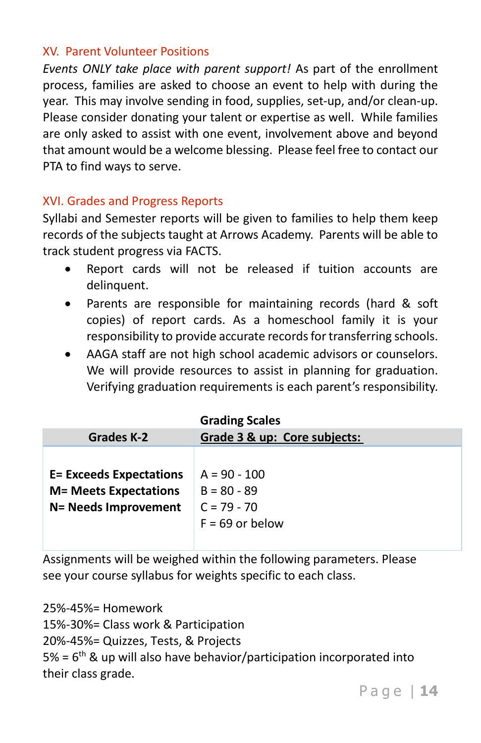## XV. Parent Volunteer Positions

*Events ONLY take place with parent support!* As part of the enrollment process, families are asked to choose an event to help with during the year. This may involve sending in food, supplies, set-up, and/or clean-up. Please consider donating your talent or expertise as well. While families are only asked to assist with one event, involvement above and beyond that amount would be a welcome blessing. Please feel free to contact our PTA to find ways to serve.

## XVI. Grades and Progress Reports

Syllabi and Semester reports will be given to families to help them keep records of the subjects taught at Arrows Academy. Parents will be able to track student progress via FACTS.

- Report cards will not be released if tuition accounts are delinquent.
- Parents are responsible for maintaining records (hard & soft copies) of report cards. As a homeschool family it is your responsibility to provide accurate records for transferring schools.
- AAGA staff are not high school academic advisors or counselors. We will provide resources to assist in planning for graduation. Verifying graduation requirements is each parent's responsibility.

**Grading Scales**

| Grades K-2 | Grade 3 & up: Core subjects: |
|---|---|
| **E= Exceeds Expectations** | A = 90 - 100 |
| **M= Meets Expectations** | B = 80 - 89 |
| **N= Needs Improvement** | C = 79 - 70 |
| | F = 69 or below |

Assignments will be weighed within the following parameters. Please see your course syllabus for weights specific to each class.

25%-45%= Homework
15%-30%= Class work & Participation
20%-45%= Quizzes, Tests, & Projects
5% = 6th & up will also have behavior/participation incorporated into their class grade.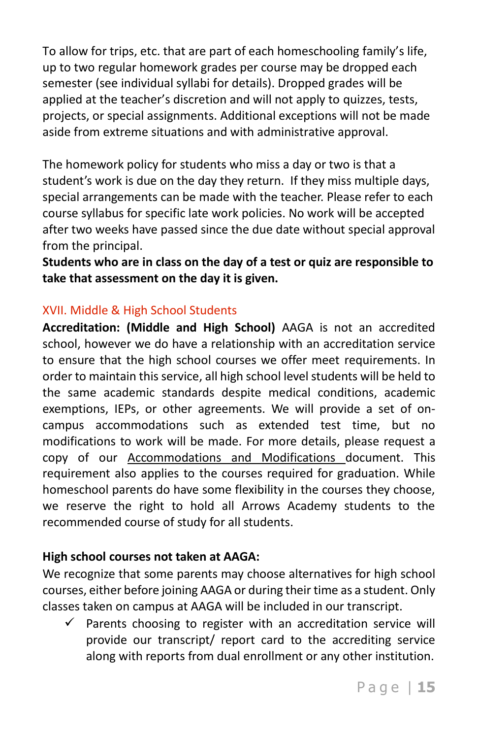To allow for trips, etc. that are part of each homeschooling family's life, up to two regular homework grades per course may be dropped each semester (see individual syllabi for details). Dropped grades will be applied at the teacher's discretion and will not apply to quizzes, tests, projects, or special assignments. Additional exceptions will not be made aside from extreme situations and with administrative approval.

The homework policy for students who miss a day or two is that a student's work is due on the day they return. If they miss multiple days, special arrangements can be made with the teacher. Please refer to each course syllabus for specific late work policies. No work will be accepted after two weeks have passed since the due date without special approval from the principal.
**Students who are in class on the day of a test or quiz are responsible to take that assessment on the day it is given.**

## XVII. Middle & High School Students

**Accreditation: (Middle and High School)** AAGA is not an accredited school, however we do have a relationship with an accreditation service to ensure that the high school courses we offer meet requirements. In order to maintain this service, all high school level students will be held to the same academic standards despite medical conditions, academic exemptions, IEPs, or other agreements. We will provide a set of on-campus accommodations such as extended test time, but no modifications to work will be made. For more details, please request a copy of our Accommodations and Modifications document. This requirement also applies to the courses required for graduation. While homeschool parents do have some flexibility in the courses they choose, we reserve the right to hold all Arrows Academy students to the recommended course of study for all students.

**High school courses not taken at AAGA:**
We recognize that some parents may choose alternatives for high school courses, either before joining AAGA or during their time as a student. Only classes taken on campus at AAGA will be included in our transcript.

- ✓ Parents choosing to register with an accreditation service will provide our transcript/ report card to the accrediting service along with reports from dual enrollment or any other institution.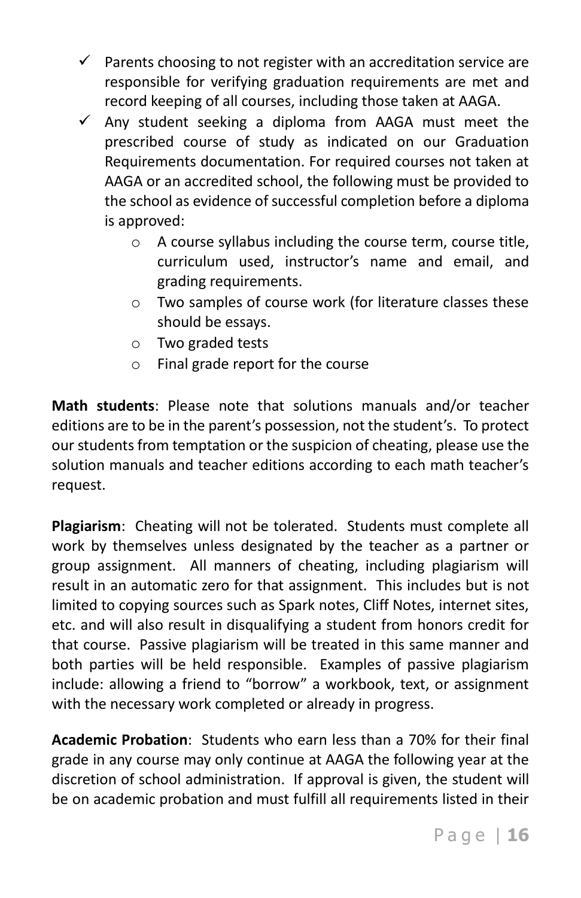- ✓ Parents choosing to not register with an accreditation service are responsible for verifying graduation requirements are met and record keeping of all courses, including those taken at AAGA.
- ✓ Any student seeking a diploma from AAGA must meet the prescribed course of study as indicated on our Graduation Requirements documentation. For required courses not taken at AAGA or an accredited school, the following must be provided to the school as evidence of successful completion before a diploma is approved:
  - A course syllabus including the course term, course title, curriculum used, instructor's name and email, and grading requirements.
  - Two samples of course work (for literature classes these should be essays.
  - Two graded tests
  - Final grade report for the course

**Math students**: Please note that solutions manuals and/or teacher editions are to be in the parent's possession, not the student's. To protect our students from temptation or the suspicion of cheating, please use the solution manuals and teacher editions according to each math teacher's request.

**Plagiarism**: Cheating will not be tolerated. Students must complete all work by themselves unless designated by the teacher as a partner or group assignment. All manners of cheating, including plagiarism will result in an automatic zero for that assignment. This includes but is not limited to copying sources such as Spark notes, Cliff Notes, internet sites, etc. and will also result in disqualifying a student from honors credit for that course. Passive plagiarism will be treated in this same manner and both parties will be held responsible. Examples of passive plagiarism include: allowing a friend to "borrow" a workbook, text, or assignment with the necessary work completed or already in progress.

**Academic Probation**: Students who earn less than a 70% for their final grade in any course may only continue at AAGA the following year at the discretion of school administration. If approval is given, the student will be on academic probation and must fulfill all requirements listed in their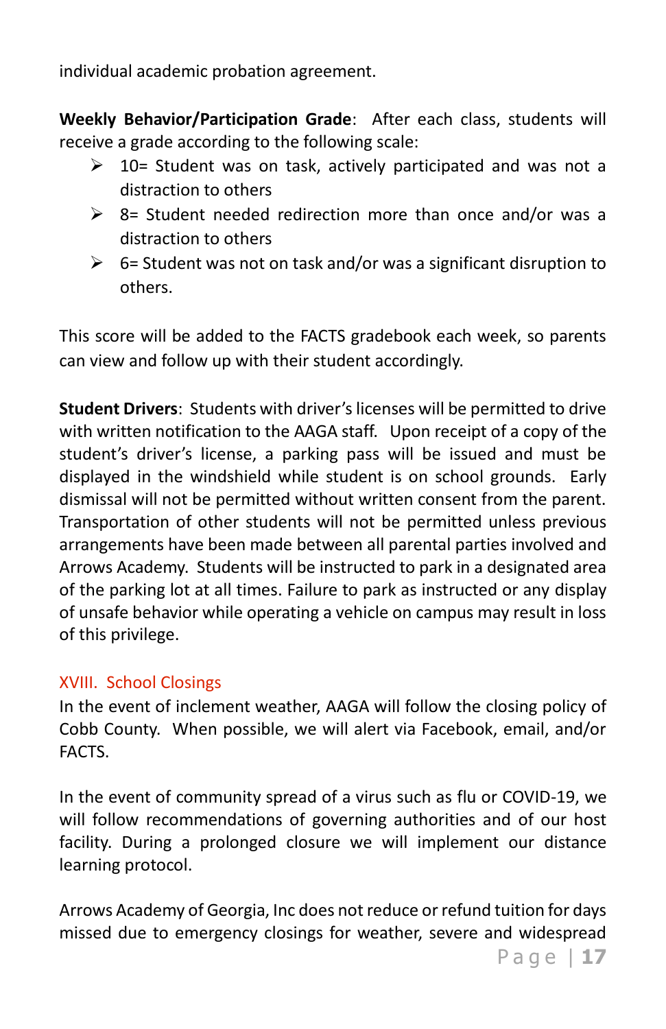individual academic probation agreement.

**Weekly Behavior/Participation Grade**: After each class, students will receive a grade according to the following scale:

- 10= Student was on task, actively participated and was not a distraction to others
- 8= Student needed redirection more than once and/or was a distraction to others
- 6= Student was not on task and/or was a significant disruption to others.

This score will be added to the FACTS gradebook each week, so parents can view and follow up with their student accordingly.

**Student Drivers**: Students with driver's licenses will be permitted to drive with written notification to the AAGA staff. Upon receipt of a copy of the student's driver's license, a parking pass will be issued and must be displayed in the windshield while student is on school grounds. Early dismissal will not be permitted without written consent from the parent. Transportation of other students will not be permitted unless previous arrangements have been made between all parental parties involved and Arrows Academy. Students will be instructed to park in a designated area of the parking lot at all times. Failure to park as instructed or any display of unsafe behavior while operating a vehicle on campus may result in loss of this privilege.

## XVIII. School Closings

In the event of inclement weather, AAGA will follow the closing policy of Cobb County. When possible, we will alert via Facebook, email, and/or FACTS.

In the event of community spread of a virus such as flu or COVID-19, we will follow recommendations of governing authorities and of our host facility. During a prolonged closure we will implement our distance learning protocol.

Arrows Academy of Georgia, Inc does not reduce or refund tuition for days missed due to emergency closings for weather, severe and widespread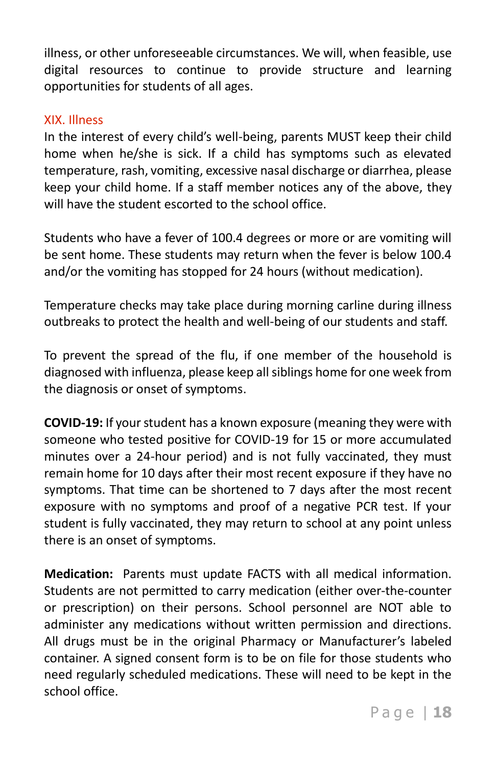illness, or other unforeseeable circumstances. We will, when feasible, use digital resources to continue to provide structure and learning opportunities for students of all ages.

## XIX. Illness

In the interest of every child's well-being, parents MUST keep their child home when he/she is sick. If a child has symptoms such as elevated temperature, rash, vomiting, excessive nasal discharge or diarrhea, please keep your child home. If a staff member notices any of the above, they will have the student escorted to the school office.

Students who have a fever of 100.4 degrees or more or are vomiting will be sent home. These students may return when the fever is below 100.4 and/or the vomiting has stopped for 24 hours (without medication).

Temperature checks may take place during morning carline during illness outbreaks to protect the health and well-being of our students and staff.

To prevent the spread of the flu, if one member of the household is diagnosed with influenza, please keep all siblings home for one week from the diagnosis or onset of symptoms.

**COVID-19:** If your student has a known exposure (meaning they were with someone who tested positive for COVID-19 for 15 or more accumulated minutes over a 24-hour period) and is not fully vaccinated, they must remain home for 10 days after their most recent exposure if they have no symptoms. That time can be shortened to 7 days after the most recent exposure with no symptoms and proof of a negative PCR test. If your student is fully vaccinated, they may return to school at any point unless there is an onset of symptoms.

**Medication:** Parents must update FACTS with all medical information. Students are not permitted to carry medication (either over-the-counter or prescription) on their persons. School personnel are NOT able to administer any medications without written permission and directions. All drugs must be in the original Pharmacy or Manufacturer's labeled container. A signed consent form is to be on file for those students who need regularly scheduled medications. These will need to be kept in the school office.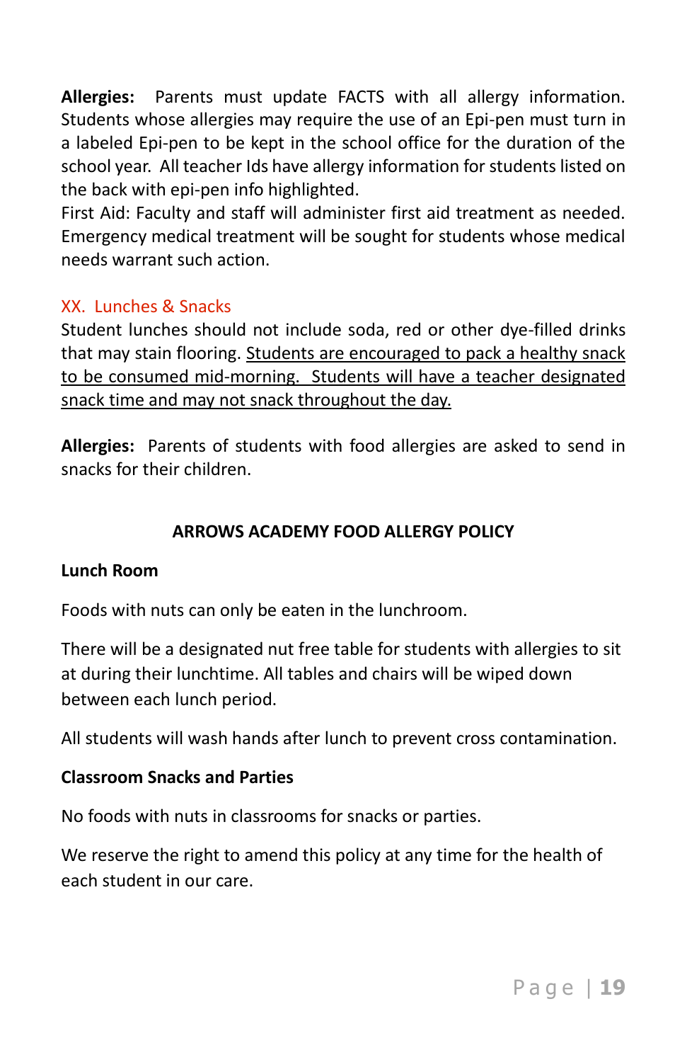**Allergies:** Parents must update FACTS with all allergy information. Students whose allergies may require the use of an Epi-pen must turn in a labeled Epi-pen to be kept in the school office for the duration of the school year. All teacher Ids have allergy information for students listed on the back with epi-pen info highlighted.

First Aid: Faculty and staff will administer first aid treatment as needed. Emergency medical treatment will be sought for students whose medical needs warrant such action.

## XX. Lunches & Snacks

Student lunches should not include soda, red or other dye-filled drinks that may stain flooring. <u>Students are encouraged to pack a healthy snack to be consumed mid-morning. Students will have a teacher designated snack time and may not snack throughout the day.</u>

**Allergies:** Parents of students with food allergies are asked to send in snacks for their children.

## ARROWS ACADEMY FOOD ALLERGY POLICY

### Lunch Room

Foods with nuts can only be eaten in the lunchroom.

There will be a designated nut free table for students with allergies to sit at during their lunchtime. All tables and chairs will be wiped down between each lunch period.

All students will wash hands after lunch to prevent cross contamination.

### Classroom Snacks and Parties

No foods with nuts in classrooms for snacks or parties.

We reserve the right to amend this policy at any time for the health of each student in our care.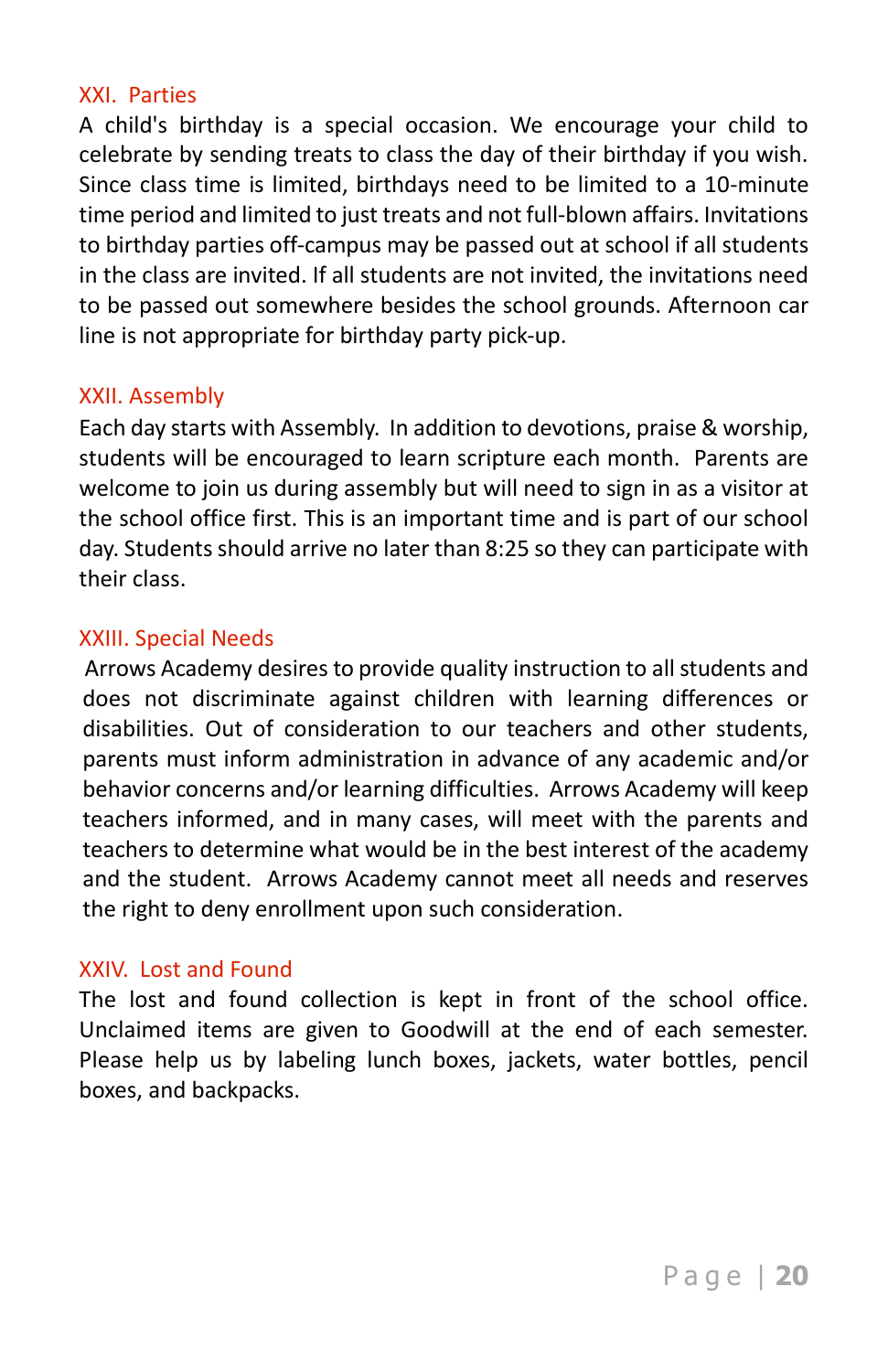## XXI. Parties

A child's birthday is a special occasion. We encourage your child to celebrate by sending treats to class the day of their birthday if you wish. Since class time is limited, birthdays need to be limited to a 10-minute time period and limited to just treats and not full-blown affairs. Invitations to birthday parties off-campus may be passed out at school if all students in the class are invited. If all students are not invited, the invitations need to be passed out somewhere besides the school grounds. Afternoon car line is not appropriate for birthday party pick-up.

## XXII. Assembly

Each day starts with Assembly. In addition to devotions, praise & worship, students will be encouraged to learn scripture each month. Parents are welcome to join us during assembly but will need to sign in as a visitor at the school office first. This is an important time and is part of our school day. Students should arrive no later than 8:25 so they can participate with their class.

## XXIII. Special Needs

Arrows Academy desires to provide quality instruction to all students and does not discriminate against children with learning differences or disabilities. Out of consideration to our teachers and other students, parents must inform administration in advance of any academic and/or behavior concerns and/or learning difficulties. Arrows Academy will keep teachers informed, and in many cases, will meet with the parents and teachers to determine what would be in the best interest of the academy and the student. Arrows Academy cannot meet all needs and reserves the right to deny enrollment upon such consideration.

## XXIV. Lost and Found

The lost and found collection is kept in front of the school office. Unclaimed items are given to Goodwill at the end of each semester. Please help us by labeling lunch boxes, jackets, water bottles, pencil boxes, and backpacks.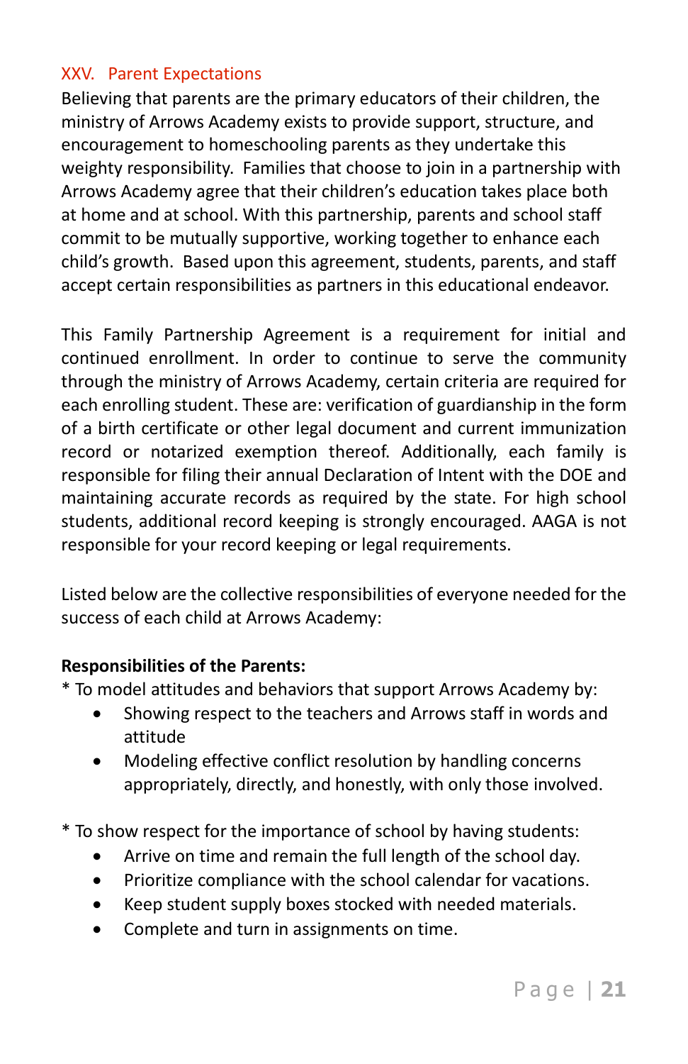## XXV. Parent Expectations

Believing that parents are the primary educators of their children, the ministry of Arrows Academy exists to provide support, structure, and encouragement to homeschooling parents as they undertake this weighty responsibility. Families that choose to join in a partnership with Arrows Academy agree that their children's education takes place both at home and at school. With this partnership, parents and school staff commit to be mutually supportive, working together to enhance each child's growth. Based upon this agreement, students, parents, and staff accept certain responsibilities as partners in this educational endeavor.

This Family Partnership Agreement is a requirement for initial and continued enrollment. In order to continue to serve the community through the ministry of Arrows Academy, certain criteria are required for each enrolling student. These are: verification of guardianship in the form of a birth certificate or other legal document and current immunization record or notarized exemption thereof. Additionally, each family is responsible for filing their annual Declaration of Intent with the DOE and maintaining accurate records as required by the state. For high school students, additional record keeping is strongly encouraged. AAGA is not responsible for your record keeping or legal requirements.

Listed below are the collective responsibilities of everyone needed for the success of each child at Arrows Academy:

**Responsibilities of the Parents:**

* To model attitudes and behaviors that support Arrows Academy by:
  - Showing respect to the teachers and Arrows staff in words and attitude
  - Modeling effective conflict resolution by handling concerns appropriately, directly, and honestly, with only those involved.

* To show respect for the importance of school by having students:
  - Arrive on time and remain the full length of the school day.
  - Prioritize compliance with the school calendar for vacations.
  - Keep student supply boxes stocked with needed materials.
  - Complete and turn in assignments on time.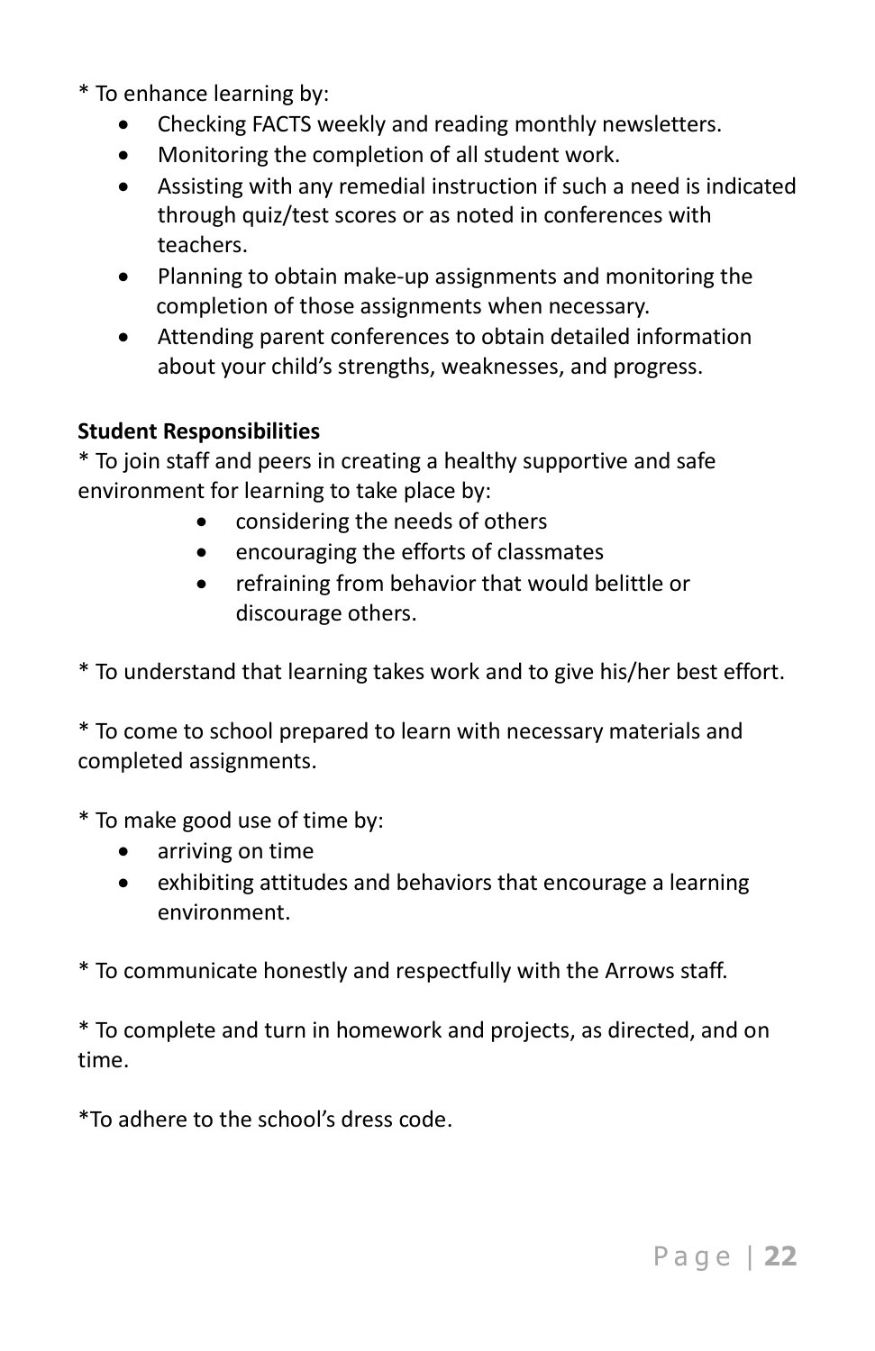* To enhance learning by:

- Checking FACTS weekly and reading monthly newsletters.
- Monitoring the completion of all student work.
- Assisting with any remedial instruction if such a need is indicated through quiz/test scores or as noted in conferences with teachers.
- Planning to obtain make-up assignments and monitoring the completion of those assignments when necessary.
- Attending parent conferences to obtain detailed information about your child's strengths, weaknesses, and progress.

**Student Responsibilities**

* To join staff and peers in creating a healthy supportive and safe environment for learning to take place by:

- considering the needs of others
- encouraging the efforts of classmates
- refraining from behavior that would belittle or discourage others.

* To understand that learning takes work and to give his/her best effort.

* To come to school prepared to learn with necessary materials and completed assignments.

* To make good use of time by:

- arriving on time
- exhibiting attitudes and behaviors that encourage a learning environment.

* To communicate honestly and respectfully with the Arrows staff.

* To complete and turn in homework and projects, as directed, and on time.

*To adhere to the school's dress code.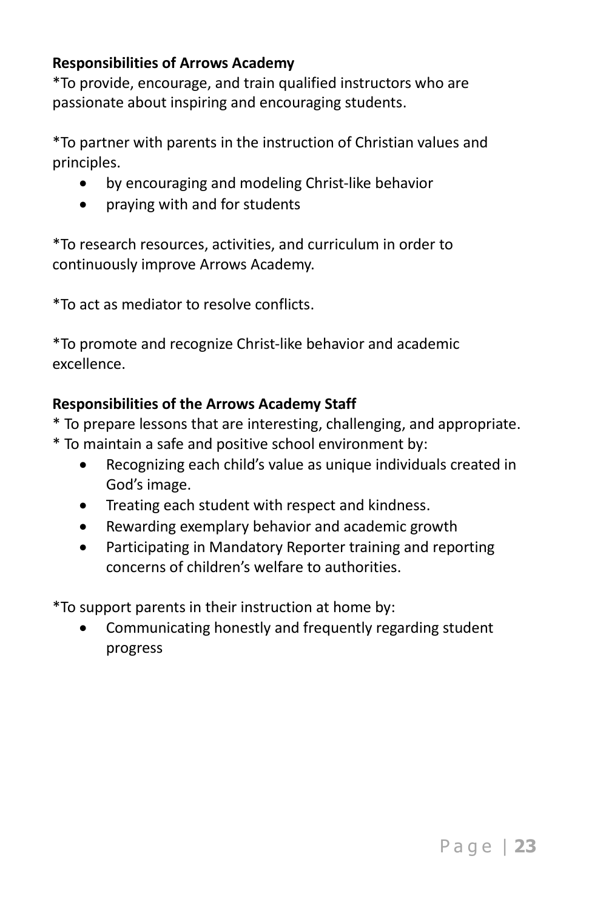**Responsibilities of Arrows Academy**

*To provide, encourage, and train qualified instructors who are passionate about inspiring and encouraging students.

*To partner with parents in the instruction of Christian values and principles.

- by encouraging and modeling Christ-like behavior
- praying with and for students

*To research resources, activities, and curriculum in order to continuously improve Arrows Academy.

*To act as mediator to resolve conflicts.

*To promote and recognize Christ-like behavior and academic excellence.

**Responsibilities of the Arrows Academy Staff**

* To prepare lessons that are interesting, challenging, and appropriate.
* To maintain a safe and positive school environment by:

- Recognizing each child's value as unique individuals created in God's image.
- Treating each student with respect and kindness.
- Rewarding exemplary behavior and academic growth
- Participating in Mandatory Reporter training and reporting concerns of children's welfare to authorities.

*To support parents in their instruction at home by:

- Communicating honestly and frequently regarding student progress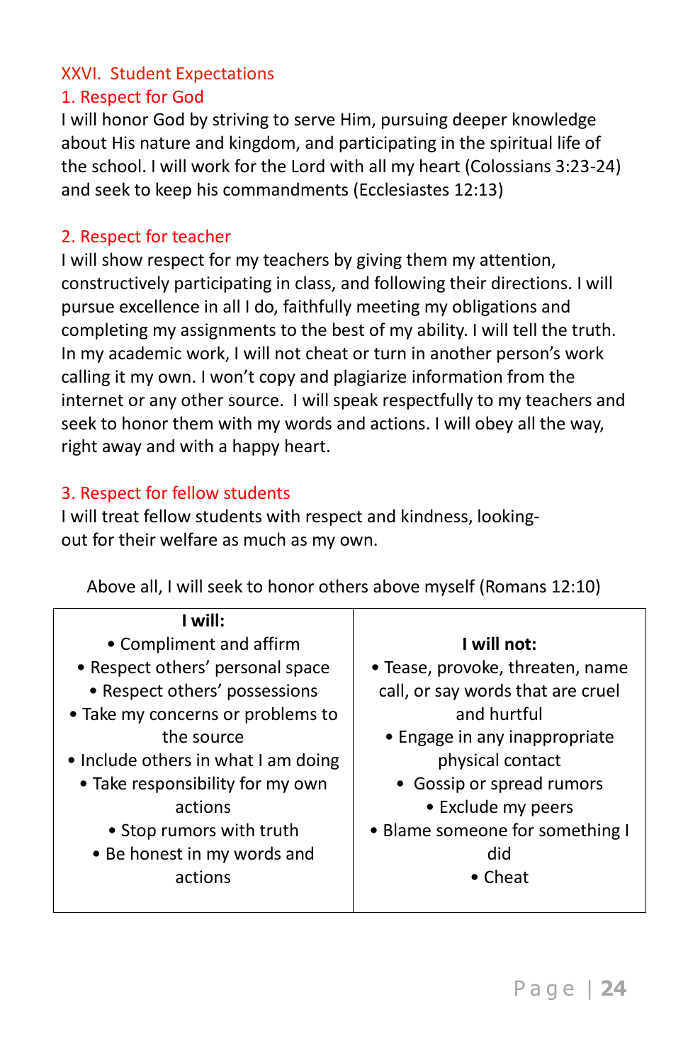## XXVI. Student Expectations

### 1. Respect for God

I will honor God by striving to serve Him, pursuing deeper knowledge about His nature and kingdom, and participating in the spiritual life of the school. I will work for the Lord with all my heart (Colossians 3:23-24) and seek to keep his commandments (Ecclesiastes 12:13)

### 2. Respect for teacher

I will show respect for my teachers by giving them my attention, constructively participating in class, and following their directions. I will pursue excellence in all I do, faithfully meeting my obligations and completing my assignments to the best of my ability. I will tell the truth. In my academic work, I will not cheat or turn in another person's work calling it my own. I won't copy and plagiarize information from the internet or any other source. I will speak respectfully to my teachers and seek to honor them with my words and actions. I will obey all the way, right away and with a happy heart.

### 3. Respect for fellow students

I will treat fellow students with respect and kindness, looking-out for their welfare as much as my own.

Above all, I will seek to honor others above myself (Romans 12:10)

| I will: | I will not: |
|---|---|
| • Compliment and affirm<br>• Respect others' personal space<br>• Respect others' possessions<br>• Take my concerns or problems to the source<br>• Include others in what I am doing<br>• Take responsibility for my own actions<br>• Stop rumors with truth<br>• Be honest in my words and actions | • Tease, provoke, threaten, name call, or say words that are cruel and hurtful<br>• Engage in any inappropriate physical contact<br>• Gossip or spread rumors<br>• Exclude my peers<br>• Blame someone for something I did<br>• Cheat |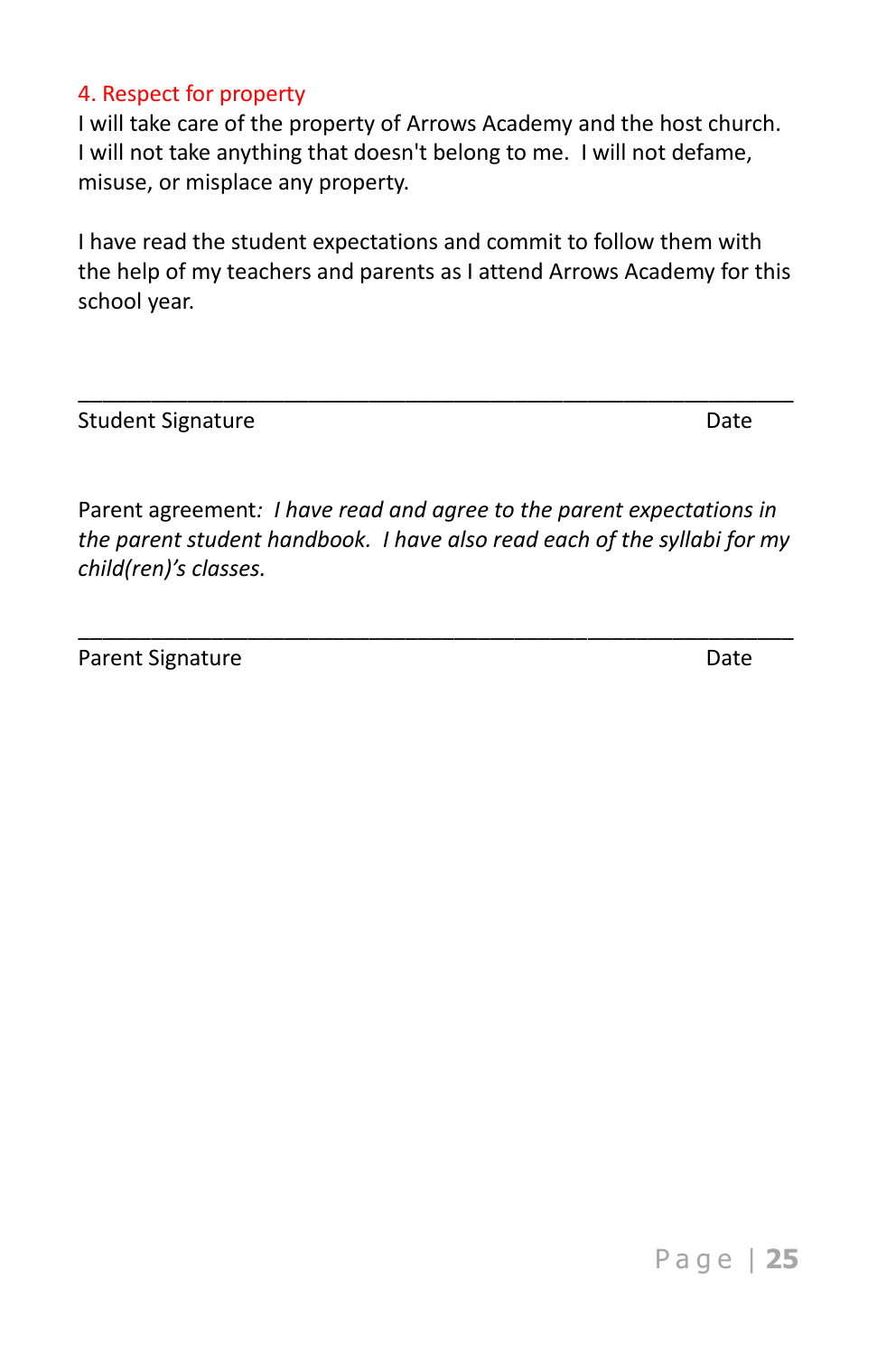### 4. Respect for property

I will take care of the property of Arrows Academy and the host church. I will not take anything that doesn't belong to me. I will not defame, misuse, or misplace any property.

I have read the student expectations and commit to follow them with the help of my teachers and parents as I attend Arrows Academy for this school year.

\_\_\_\_\_\_\_\_\_\_\_\_\_\_\_\_\_\_\_\_\_\_\_\_\_\_\_\_\_\_\_\_\_\_\_\_\_\_\_\_\_\_\_\_\_\_\_\_\_\_\_\_\_\_\_\_

Student Signature                                                                 Date

Parent agreement*: I have read and agree to the parent expectations in the parent student handbook. I have also read each of the syllabi for my child(ren)'s classes.*

\_\_\_\_\_\_\_\_\_\_\_\_\_\_\_\_\_\_\_\_\_\_\_\_\_\_\_\_\_\_\_\_\_\_\_\_\_\_\_\_\_\_\_\_\_\_\_\_\_\_\_\_\_\_\_\_

Parent Signature                                                                  Date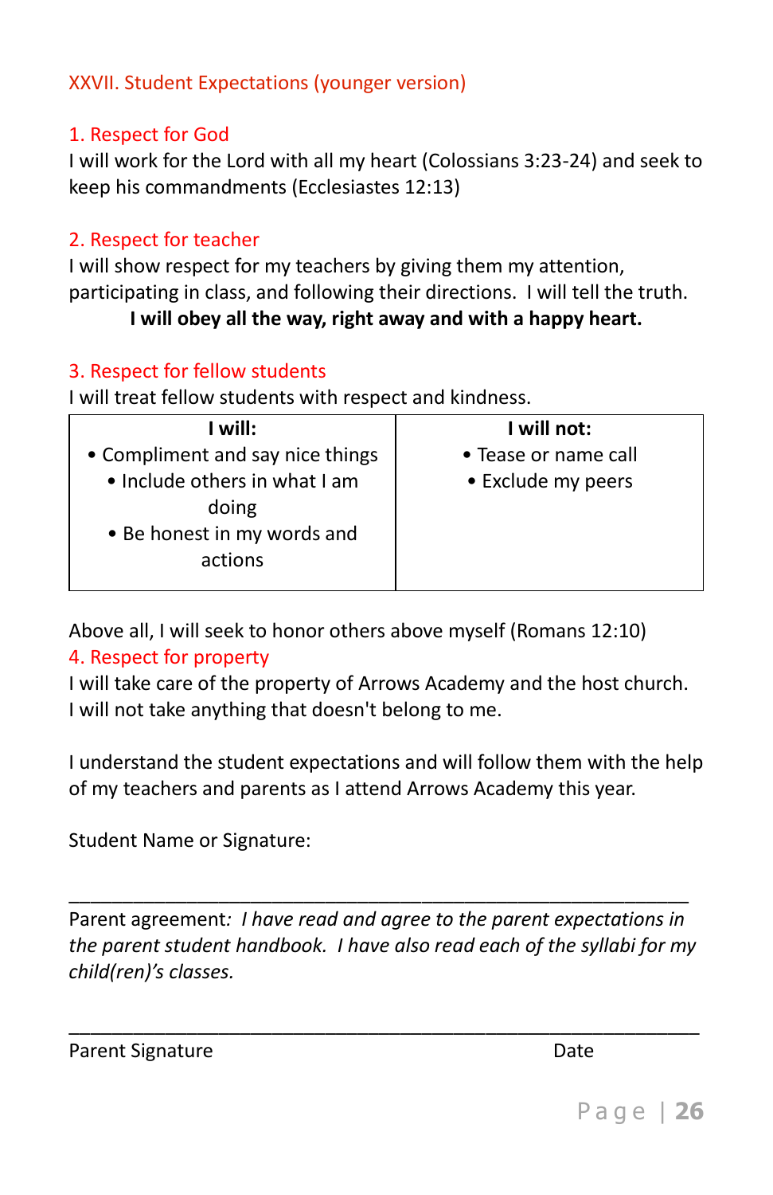## XXVII. Student Expectations (younger version)

### 1. Respect for God

I will work for the Lord with all my heart (Colossians 3:23-24) and seek to keep his commandments (Ecclesiastes 12:13)

### 2. Respect for teacher

I will show respect for my teachers by giving them my attention, participating in class, and following their directions. I will tell the truth.

**I will obey all the way, right away and with a happy heart.**

### 3. Respect for fellow students

I will treat fellow students with respect and kindness.

| I will: | I will not: |
|---|---|
| • Compliment and say nice things<br>• Include others in what I am doing<br>• Be honest in my words and actions | • Tease or name call<br>• Exclude my peers |

Above all, I will seek to honor others above myself (Romans 12:10)

### 4. Respect for property

I will take care of the property of Arrows Academy and the host church. I will not take anything that doesn't belong to me.

I understand the student expectations and will follow them with the help of my teachers and parents as I attend Arrows Academy this year.

Student Name or Signature:

\_\_\_\_\_\_\_\_\_\_\_\_\_\_\_\_\_\_\_\_\_\_\_\_\_\_\_\_\_\_\_\_\_\_\_\_\_\_\_\_\_\_\_\_\_\_\_\_\_\_\_\_\_\_

Parent agreement*: I have read and agree to the parent expectations in the parent student handbook. I have also read each of the syllabi for my child(ren)'s classes.*

\_\_\_\_\_\_\_\_\_\_\_\_\_\_\_\_\_\_\_\_\_\_\_\_\_\_\_\_\_\_\_\_\_\_\_\_\_\_\_\_\_\_\_\_\_\_\_\_\_\_\_\_\_\_

Parent Signature                                        Date